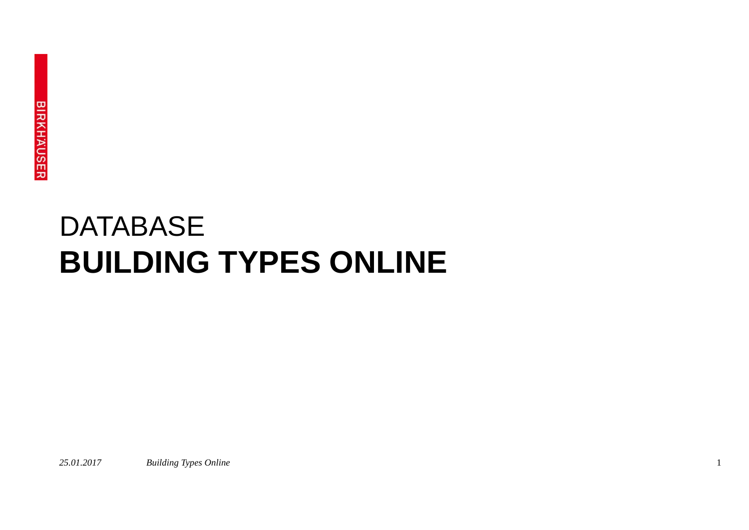# DATABASE
# **BUILDING TYPES ONLINE**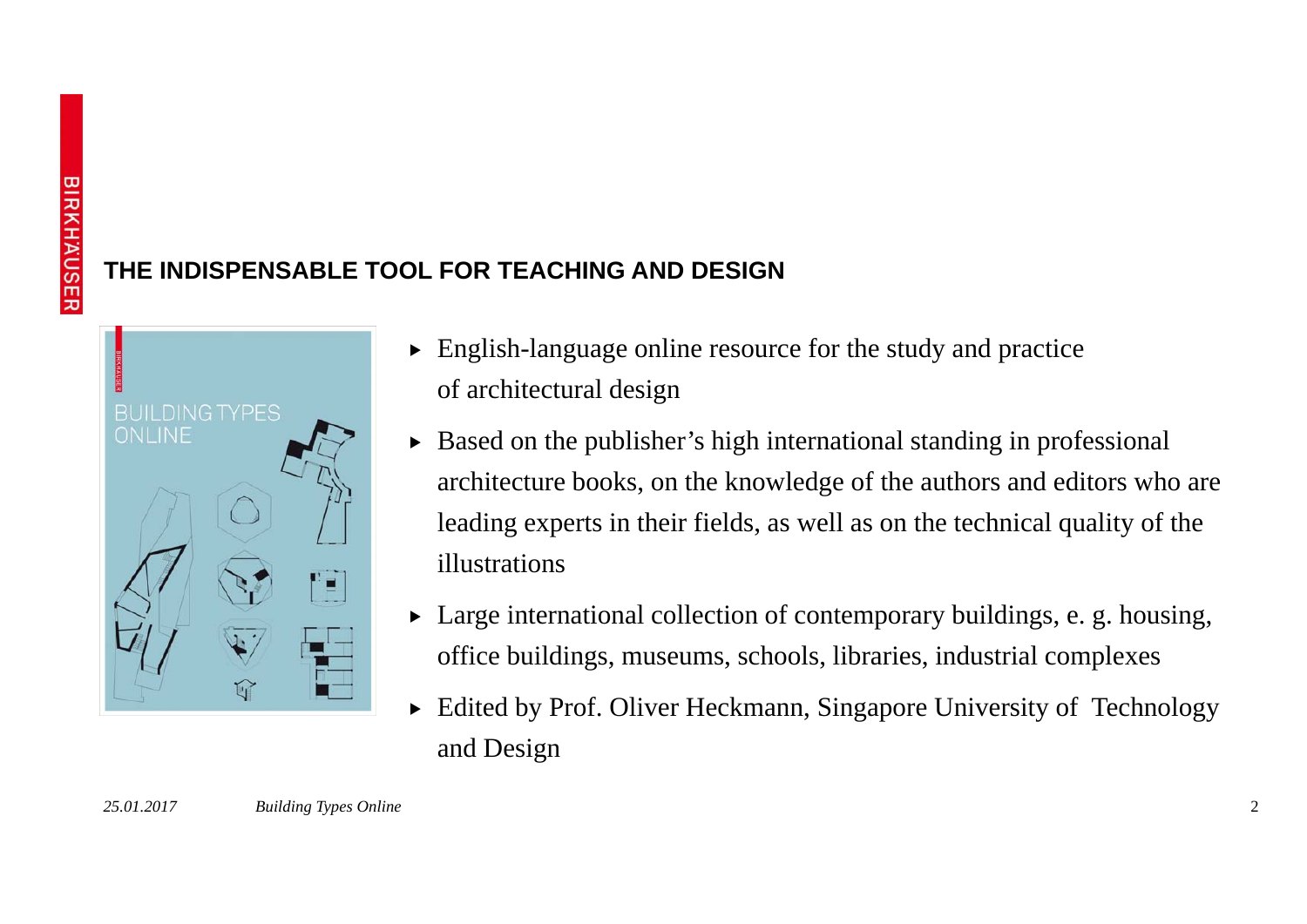## THE INDISPENSABLE TOOL FOR TEACHING AND DESIGN

- English-language online resource for the study and practice of architectural design
- Based on the publisher's high international standing in professional architecture books, on the knowledge of the authors and editors who are leading experts in their fields, as well as on the technical quality of the illustrations
- Large international collection of contemporary buildings, e. g. housing, office buildings, museums, schools, libraries, industrial complexes
- Edited by Prof. Oliver Heckmann, Singapore University of Technology and Design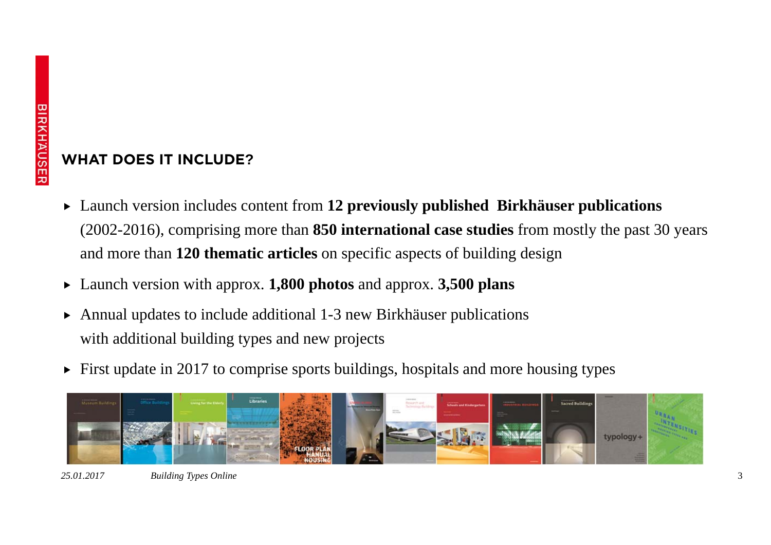## WHAT DOES IT INCLUDE?

- Launch version includes content from **12 previously published Birkhäuser publications** (2002-2016), comprising more than **850 international case studies** from mostly the past 30 years and more than **120 thematic articles** on specific aspects of building design
- Launch version with approx. **1,800 photos** and approx. **3,500 plans**
- Annual updates to include additional 1-3 new Birkhäuser publications with additional building types and new projects
- First update in 2017 to comprise sports buildings, hospitals and more housing types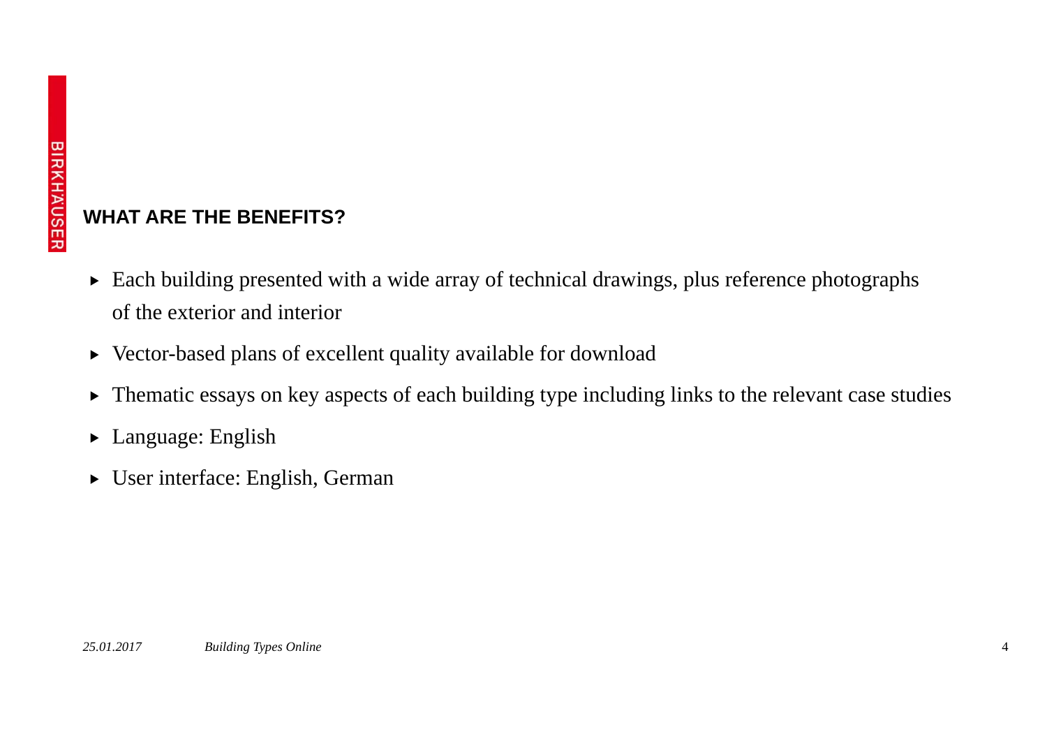## WHAT ARE THE BENEFITS?

- Each building presented with a wide array of technical drawings, plus reference photographs of the exterior and interior
- Vector-based plans of excellent quality available for download
- Thematic essays on key aspects of each building type including links to the relevant case studies
- Language: English
- User interface: English, German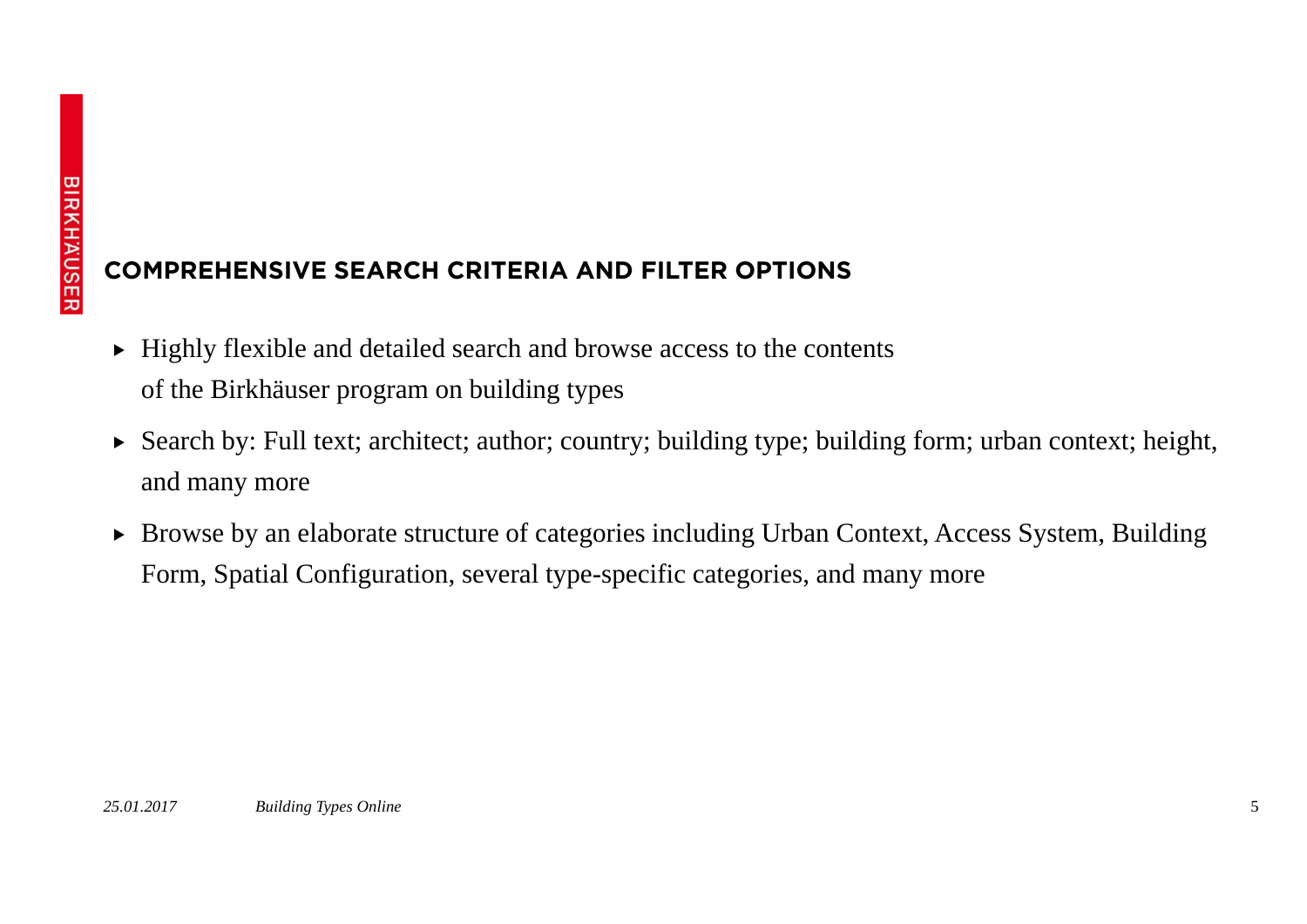## COMPREHENSIVE SEARCH CRITERIA AND FILTER OPTIONS

- Highly flexible and detailed search and browse access to the contents of the Birkhäuser program on building types
- Search by: Full text; architect; author; country; building type; building form; urban context; height, and many more
- Browse by an elaborate structure of categories including Urban Context, Access System, Building Form, Spatial Configuration, several type-specific categories, and many more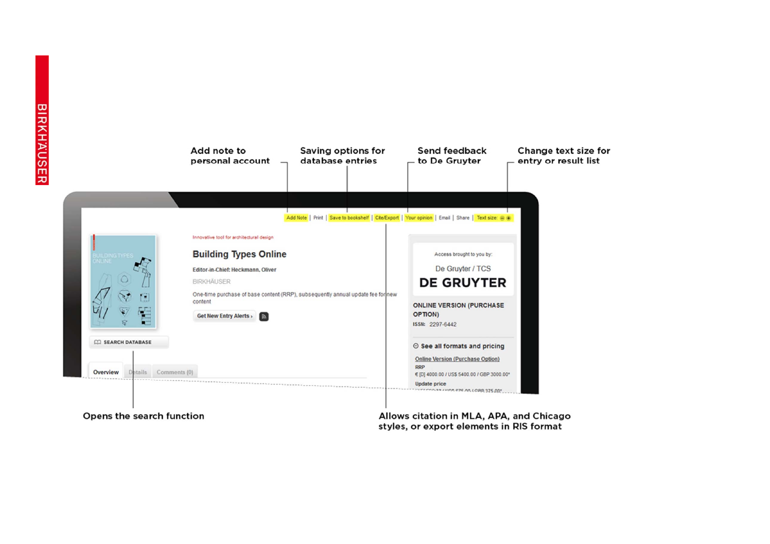Add note to personal account

Saving options for database entries

Send feedback to De Gruyter

Change text size for entry or result list

Add Note | Print | Save to bookshelf | Cite/Export | Your opinion | Email | Share | Text size:

Innovative tool for architectural design

Building Types Online

Editor-in-Chief: Heckmann, Oliver

BIRKHÄUSER

One-time purchase of base content (RRP), subsequently annual update fee for new content

Get New Entry Alerts ›

SEARCH DATABASE

Overview | Details | Comments (0)

Access brought to you by:

De Gruyter / TCS

DE GRUYTER

ONLINE VERSION (PURCHASE OPTION)

ISSN: 2297-6442

See all formats and pricing

Online Version (Purchase Option)

RRP

€ [D] 4000.00 / US$ 5400.00 / GBP 3000.00*

Update price

Opens the search function

Allows citation in MLA, APA, and Chicago styles, or export elements in RIS format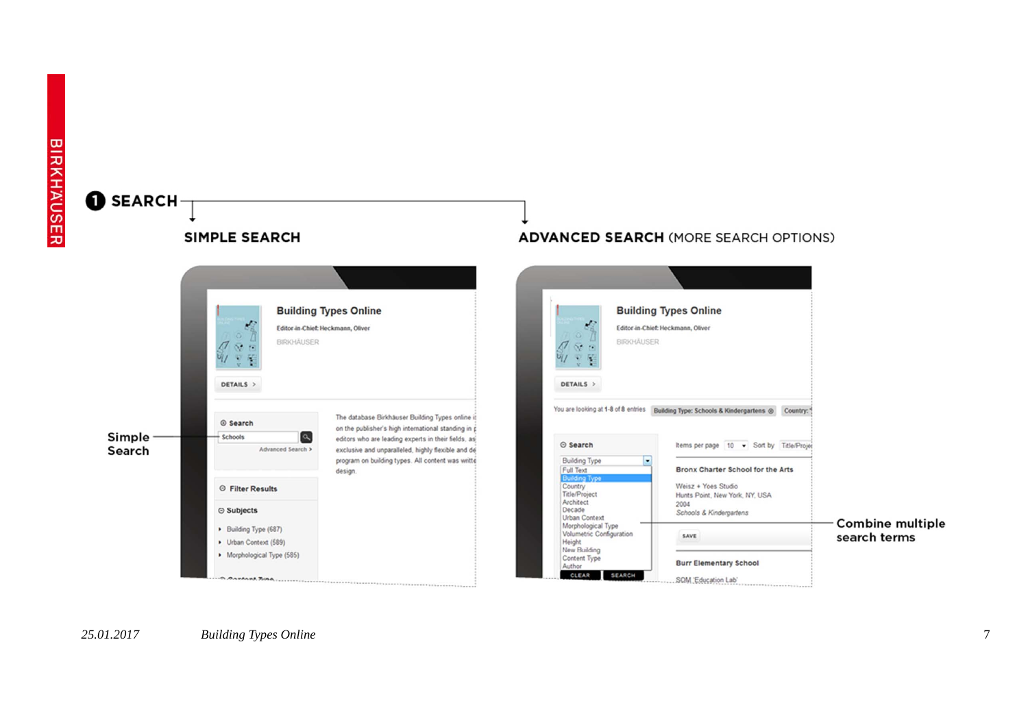# ❶ SEARCH

## SIMPLE SEARCH

Simple Search

## ADVANCED SEARCH (MORE SEARCH OPTIONS)

Combine multiple search terms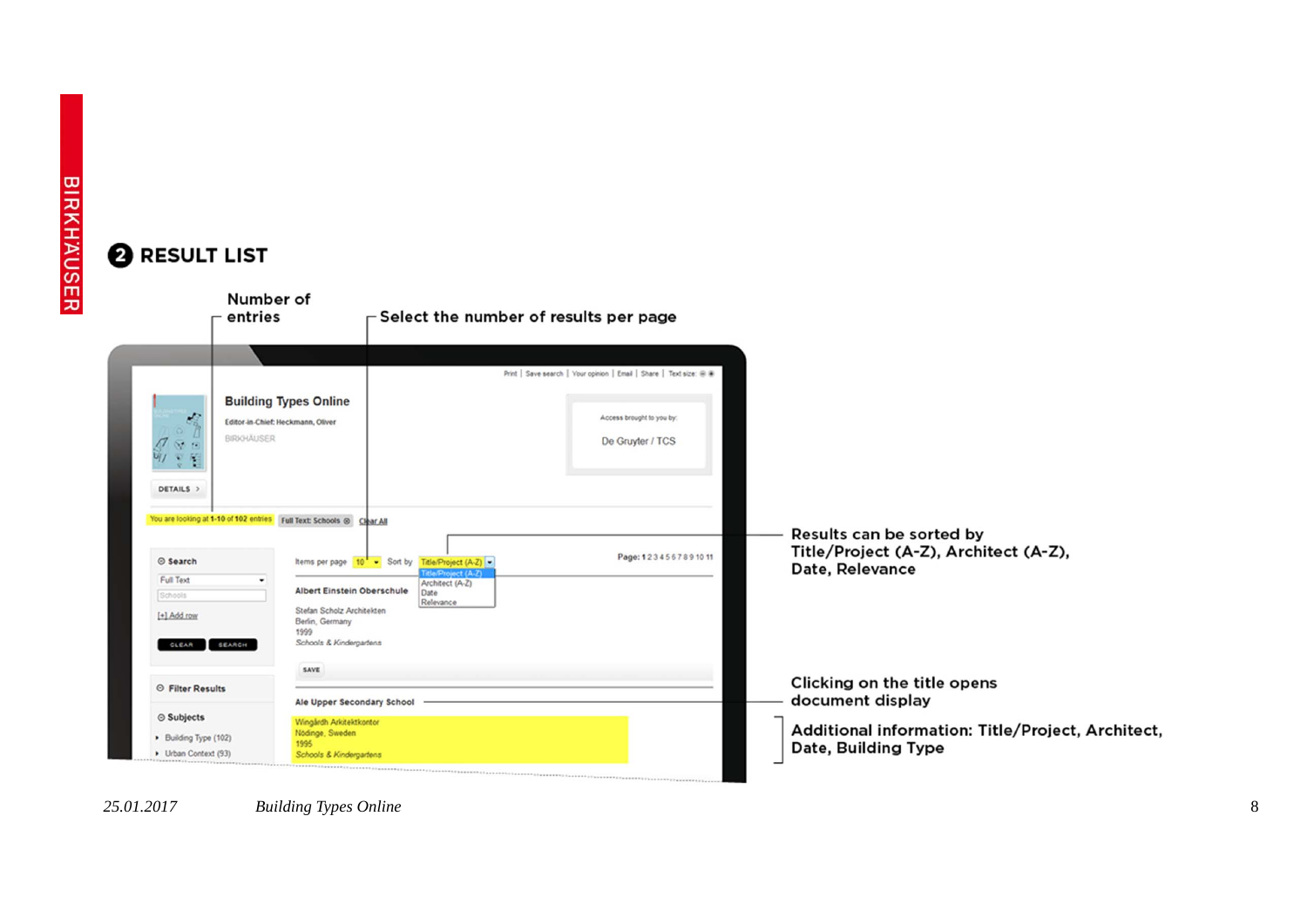## ❷ RESULT LIST

Number of entries

Select the number of results per page

Results can be sorted by Title/Project (A-Z), Architect (A-Z), Date, Relevance

Clicking on the title opens document display

Additional information: Title/Project, Architect, Date, Building Type

*25.01.2017* *Building Types Online*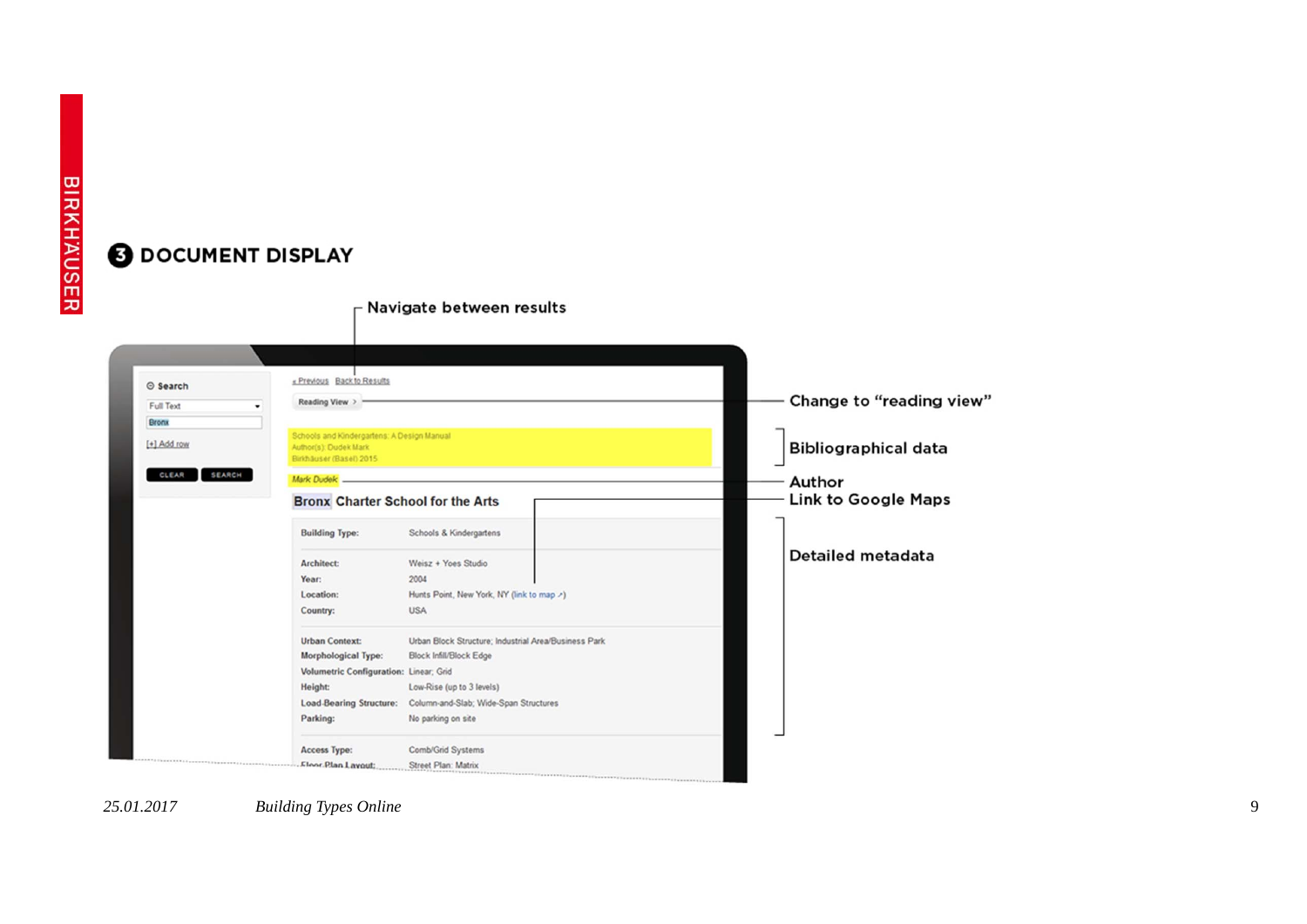## ❸ DOCUMENT DISPLAY

Navigate between results

Change to "reading view"

Bibliographical data

Author

Link to Google Maps

Detailed metadata

Search

Full Text

Bronx

[+] Add row

CLEAR SEARCH

« Previous Back to Results

Reading View ›

Schools and Kindergartens: A Design Manual
Author(s): Dudek Mark
Birkhäuser (Basel) 2015

Mark Dudek

Bronx Charter School for the Arts

| | |
|---|---|
| Building Type: | Schools & Kindergartens |
| Architect: | Weisz + Yoes Studio |
| Year: | 2004 |
| Location: | Hunts Point, New York, NY (link to map ↗) |
| Country: | USA |
| Urban Context: | Urban Block Structure; Industrial Area/Business Park |
| Morphological Type: | Block Infill/Block Edge |
| Volumetric Configuration: | Linear; Grid |
| Height: | Low-Rise (up to 3 levels) |
| Load-Bearing Structure: | Column-and-Slab; Wide-Span Structures |
| Parking: | No parking on site |
| Access Type: | Comb/Grid Systems |
| Floor Plan Layout: | Street Plan: Matrix |

25.01.2017 *Building Types Online*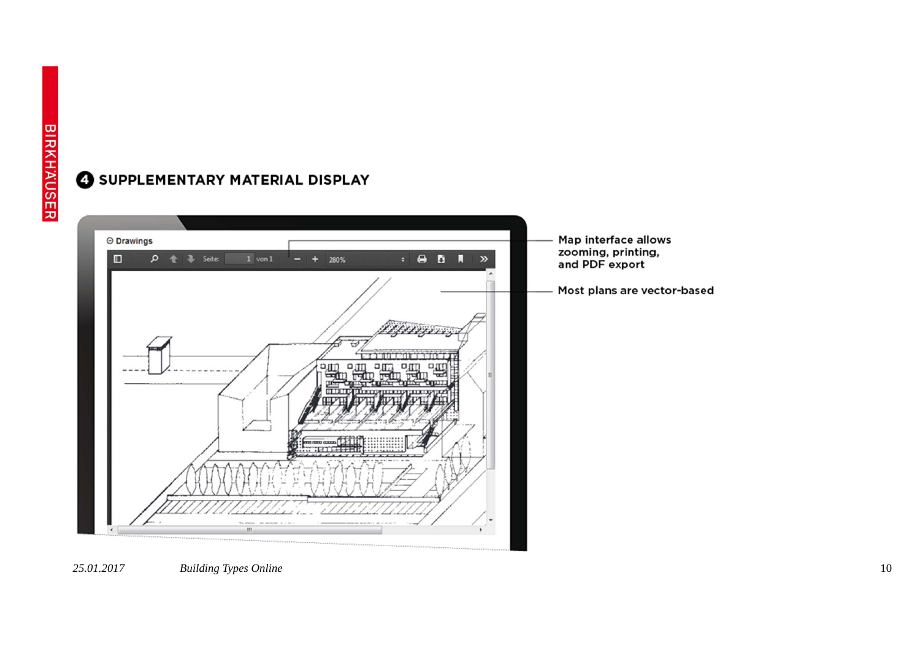## ❹ SUPPLEMENTARY MATERIAL DISPLAY

Map interface allows zooming, printing, and PDF export

Most plans are vector-based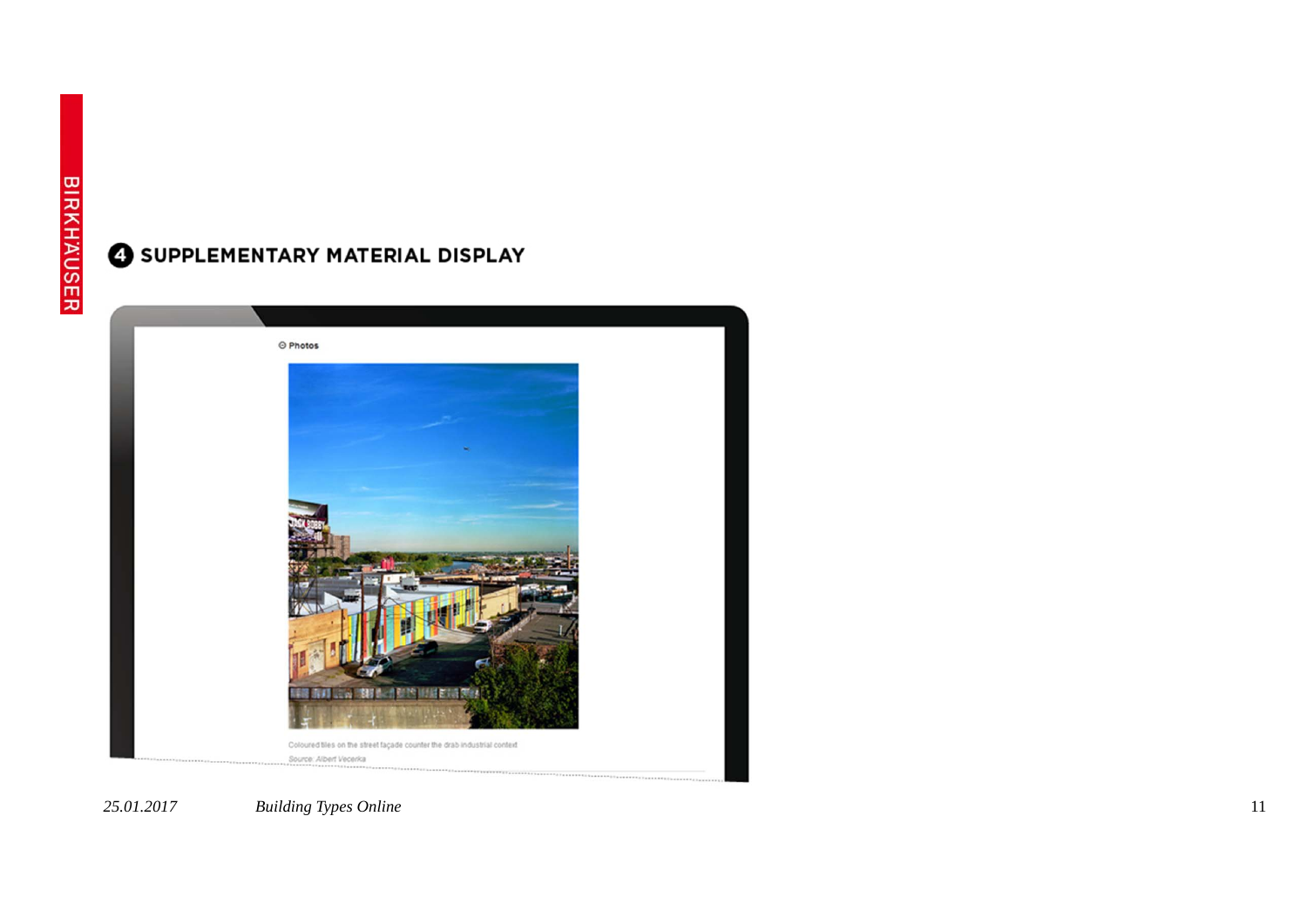## ❹ SUPPLEMENTARY MATERIAL DISPLAY

⊖ Photos

Coloured tiles on the street façade counter the drab industrial context

Source: Albert Vecerka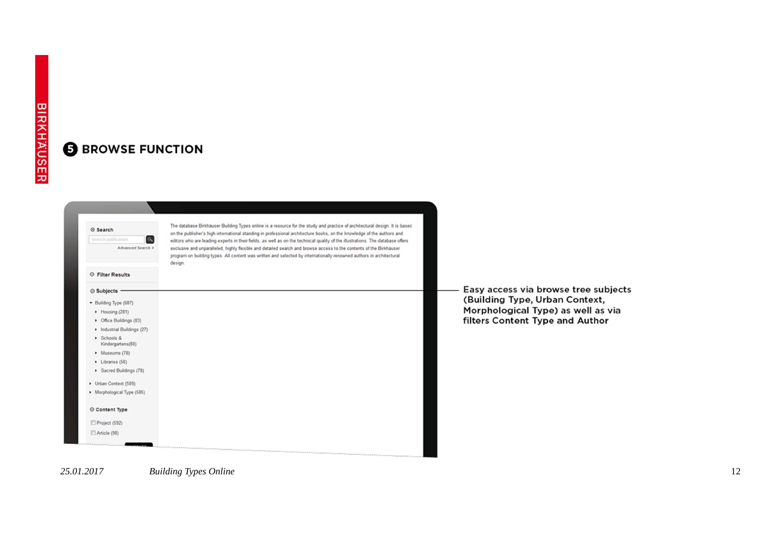## ❺ BROWSE FUNCTION

⊖ Search

Search publication

Advanced Search ›

⊖ Filter Results

⊖ Subjects

- Building Type (687)
  - Housing (281)
  - Office Buildings (83)
  - Industrial Buildings (27)
  - Schools & Kindergartens(88)
  - Museums (78)
  - Libraries (56)
  - Sacred Buildings (78)
- Urban Context (589)
- Morphological Type (585)

⊖ Content Type

- Project (592)
- Article (98)

The database Birkhäuser Building Types online is a resource for the study and practice of architectural design. It is based on the publisher's high international standing in professional architecture books, on the knowledge of the authors and editors who are leading experts in their fields, as well as on the technical quality of the illustrations. The database offers exclusive and unparalleled, highly flexible and detailed search and browse access to the contents of the Birkhauser program on building types. All content was written and selected by internationally renowned authors in architectural design.

Easy access via browse tree subjects (Building Type, Urban Context, Morphological Type) as well as via filters Content Type and Author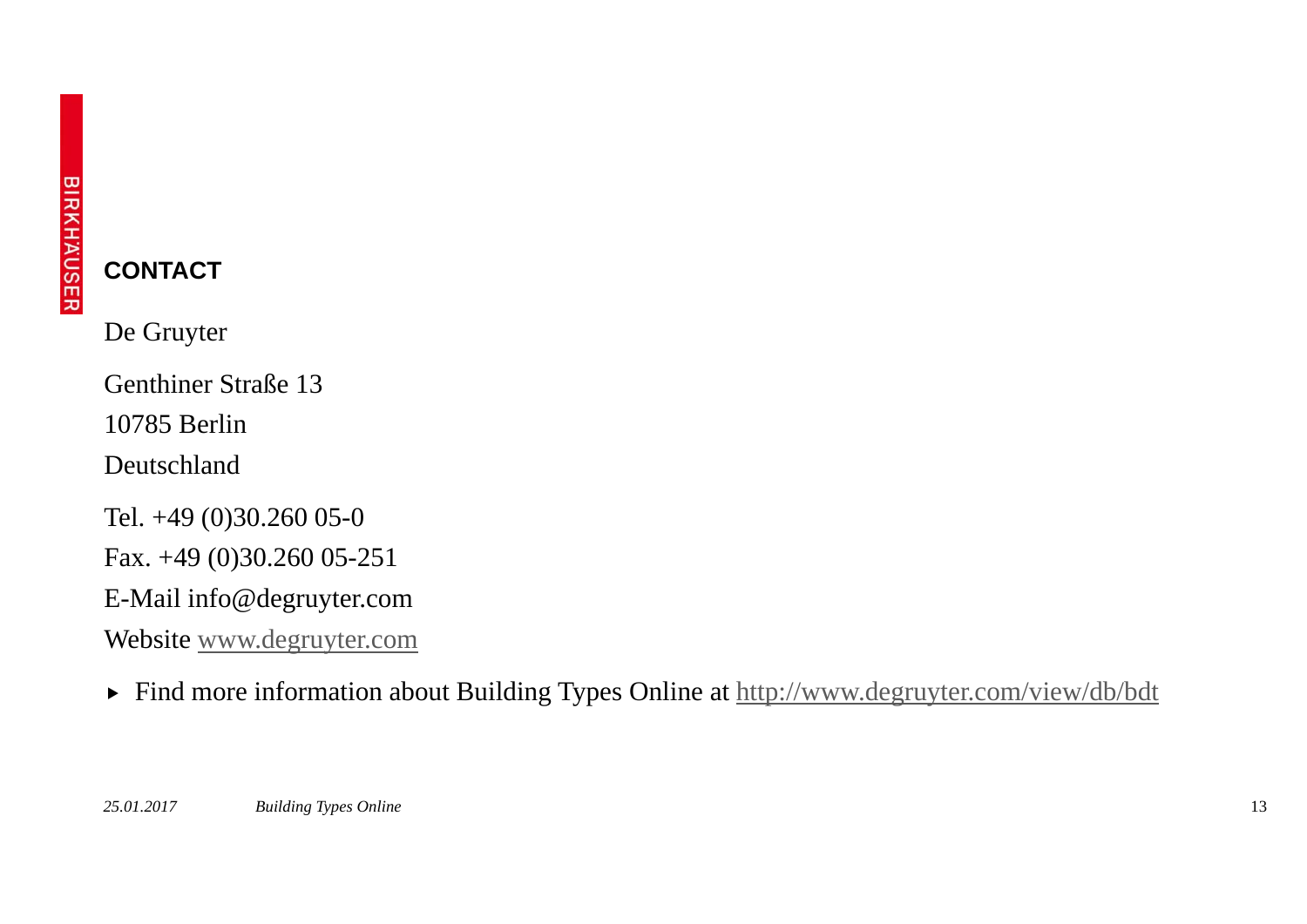## CONTACT

De Gruyter

Genthiner Straße 13
10785 Berlin
Deutschland

Tel. +49 (0)30.260 05-0
Fax. +49 (0)30.260 05-251
E-Mail info@degruyter.com
Website www.degruyter.com

- Find more information about Building Types Online at http://www.degruyter.com/view/db/bdt